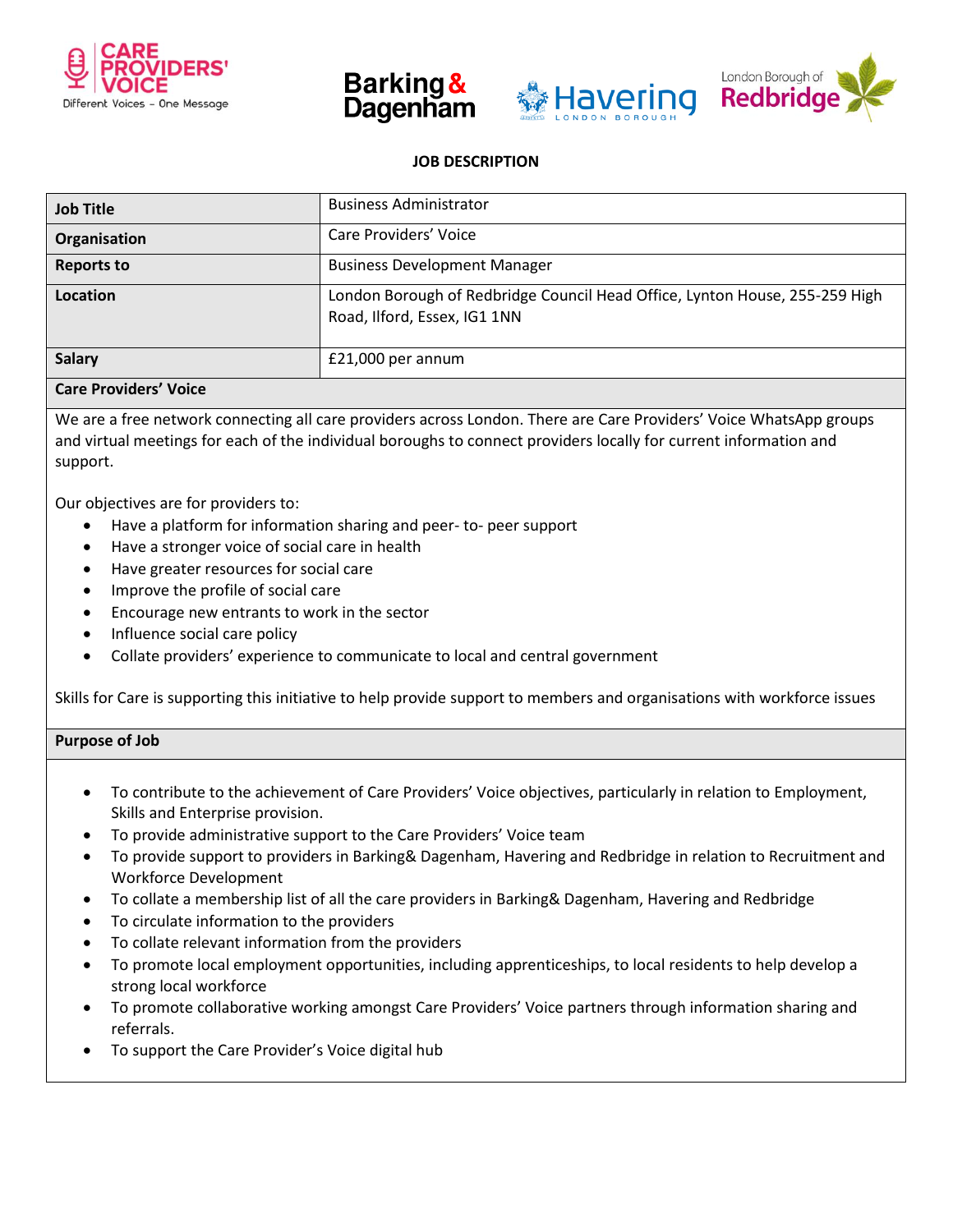# JOB DESCRIPTION

| Job Title | Business Administrator |
|---|---|
| Organisation | Care Providers' Voice |
| Reports to | Business Development Manager |
| Location | London Borough of Redbridge Council Head Office, Lynton House, 255-259 High Road, Ilford, Essex, IG1 1NN |
| Salary | £21,000 per annum |

## Care Providers' Voice

We are a free network connecting all care providers across London. There are Care Providers' Voice WhatsApp groups and virtual meetings for each of the individual boroughs to connect providers locally for current information and support.

Our objectives are for providers to:

- Have a platform for information sharing and peer- to- peer support
- Have a stronger voice of social care in health
- Have greater resources for social care
- Improve the profile of social care
- Encourage new entrants to work in the sector
- Influence social care policy
- Collate providers' experience to communicate to local and central government

Skills for Care is supporting this initiative to help provide support to members and organisations with workforce issues

## Purpose of Job

- To contribute to the achievement of Care Providers' Voice objectives, particularly in relation to Employment, Skills and Enterprise provision.
- To provide administrative support to the Care Providers' Voice team
- To provide support to providers in Barking& Dagenham, Havering and Redbridge in relation to Recruitment and Workforce Development
- To collate a membership list of all the care providers in Barking& Dagenham, Havering and Redbridge
- To circulate information to the providers
- To collate relevant information from the providers
- To promote local employment opportunities, including apprenticeships, to local residents to help develop a strong local workforce
- To promote collaborative working amongst Care Providers' Voice partners through information sharing and referrals.
- To support the Care Provider's Voice digital hub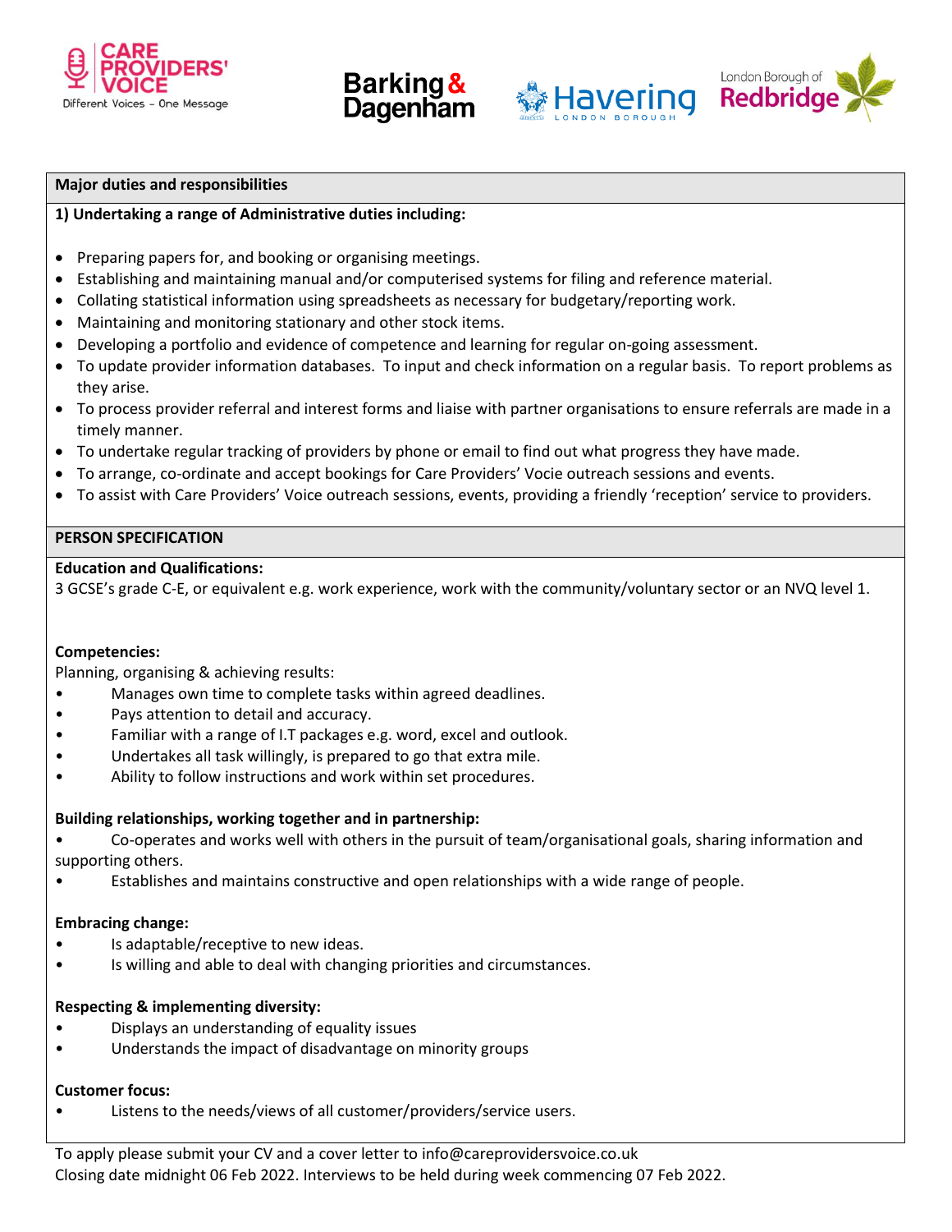**Major duties and responsibilities**

**1) Undertaking a range of Administrative duties including:**

- Preparing papers for, and booking or organising meetings.
- Establishing and maintaining manual and/or computerised systems for filing and reference material.
- Collating statistical information using spreadsheets as necessary for budgetary/reporting work.
- Maintaining and monitoring stationary and other stock items.
- Developing a portfolio and evidence of competence and learning for regular on-going assessment.
- To update provider information databases. To input and check information on a regular basis. To report problems as they arise.
- To process provider referral and interest forms and liaise with partner organisations to ensure referrals are made in a timely manner.
- To undertake regular tracking of providers by phone or email to find out what progress they have made.
- To arrange, co-ordinate and accept bookings for Care Providers' Vocie outreach sessions and events.
- To assist with Care Providers' Voice outreach sessions, events, providing a friendly 'reception' service to providers.

**PERSON SPECIFICATION**

**Education and Qualifications:**
3 GCSE's grade C-E, or equivalent e.g. work experience, work with the community/voluntary sector or an NVQ level 1.

**Competencies:**
Planning, organising & achieving results:

- Manages own time to complete tasks within agreed deadlines.
- Pays attention to detail and accuracy.
- Familiar with a range of I.T packages e.g. word, excel and outlook.
- Undertakes all task willingly, is prepared to go that extra mile.
- Ability to follow instructions and work within set procedures.

**Building relationships, working together and in partnership:**

- Co-operates and works well with others in the pursuit of team/organisational goals, sharing information and supporting others.
- Establishes and maintains constructive and open relationships with a wide range of people.

**Embracing change:**

- Is adaptable/receptive to new ideas.
- Is willing and able to deal with changing priorities and circumstances.

**Respecting & implementing diversity:**

- Displays an understanding of equality issues
- Understands the impact of disadvantage on minority groups

**Customer focus:**

- Listens to the needs/views of all customer/providers/service users.

To apply please submit your CV and a cover letter to info@careprovidersvoice.co.uk
Closing date midnight 06 Feb 2022. Interviews to be held during week commencing 07 Feb 2022.